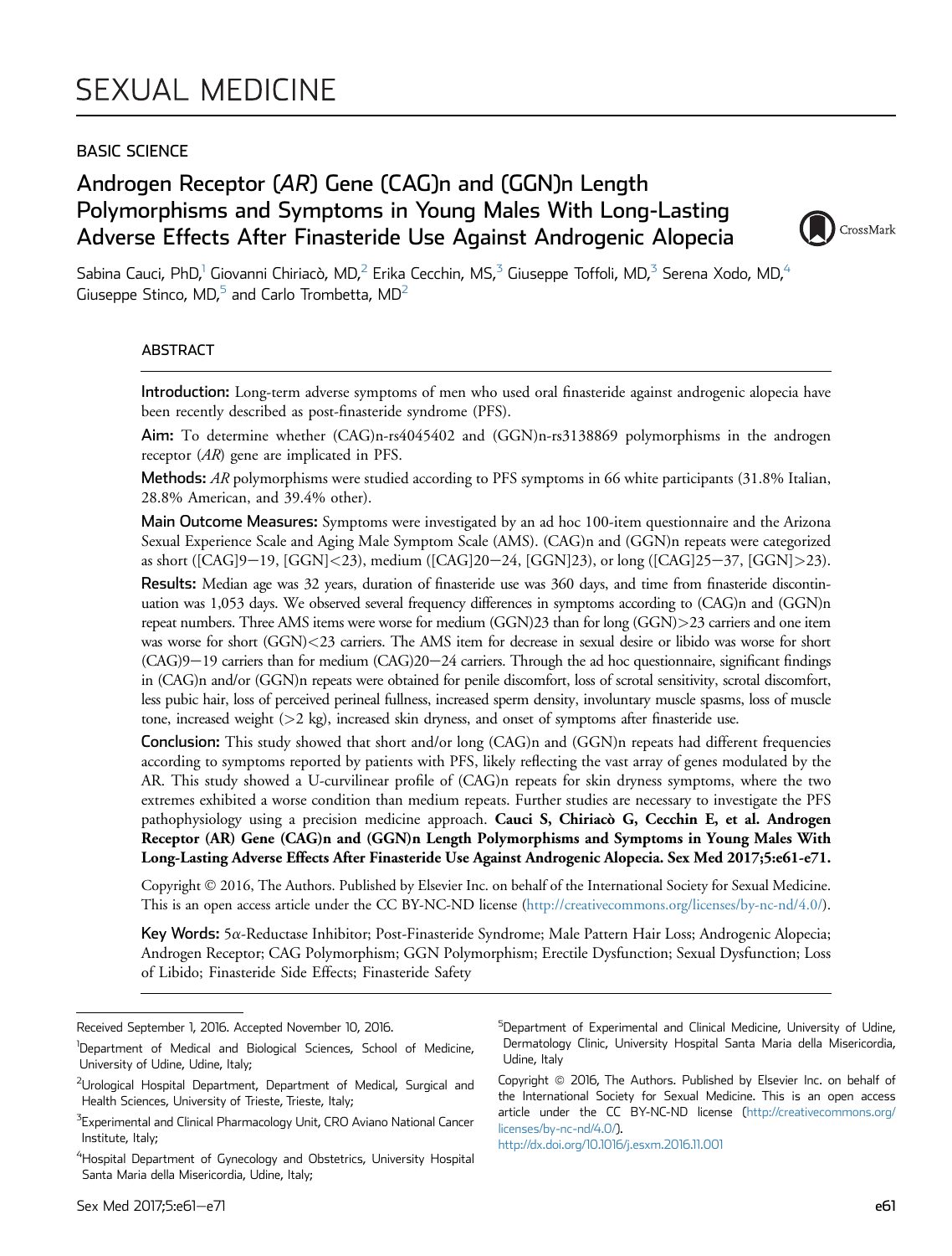# SEXUAL MEDICINE

## BASIC SCIENCE

# Androgen Receptor (*AR*) Gene (CAG)n and (GGN)n Length Polymorphisms and Symptoms in Young Males With Long-Lasting Adverse Effects After Finasteride Use Against Androgenic Alopecia

Sabina Cauci, PhD,[1] Giovanni Chiriacò, MD,[2] Erika Cecchin, MS,[3] Giuseppe Toffoli, MD,[3] Serena Xodo, MD,[4] Giuseppe Stinco, MD,[5] and Carlo Trombetta, MD[2]

## ABSTRACT

**Introduction:** Long-term adverse symptoms of men who used oral finasteride against androgenic alopecia have been recently described as post-finasteride syndrome (PFS).

**Aim:** To determine whether (CAG)n-rs4045402 and (GGN)n-rs3138869 polymorphisms in the androgen receptor (*AR*) gene are implicated in PFS.

**Methods:** *AR* polymorphisms were studied according to PFS symptoms in 66 white participants (31.8% Italian, 28.8% American, and 39.4% other).

**Main Outcome Measures:** Symptoms were investigated by an ad hoc 100-item questionnaire and the Arizona Sexual Experience Scale and Aging Male Symptom Scale (AMS). (CAG)n and (GGN)n repeats were categorized as short ([CAG]9−19, [GGN]<23), medium ([CAG]20−24, [GGN]23), or long ([CAG]25−37, [GGN]>23).

**Results:** Median age was 32 years, duration of finasteride use was 360 days, and time from finasteride discontinuation was 1,053 days. We observed several frequency differences in symptoms according to (CAG)n and (GGN)n repeat numbers. Three AMS items were worse for medium (GGN)23 than for long (GGN)>23 carriers and one item was worse for short (GGN)<23 carriers. The AMS item for decrease in sexual desire or libido was worse for short (CAG)9−19 carriers than for medium (CAG)20−24 carriers. Through the ad hoc questionnaire, significant findings in (CAG)n and/or (GGN)n repeats were obtained for penile discomfort, loss of scrotal sensitivity, scrotal discomfort, less pubic hair, loss of perceived perineal fullness, increased sperm density, involuntary muscle spasms, loss of muscle tone, increased weight (>2 kg), increased skin dryness, and onset of symptoms after finasteride use.

**Conclusion:** This study showed that short and/or long (CAG)n and (GGN)n repeats had different frequencies according to symptoms reported by patients with PFS, likely reflecting the vast array of genes modulated by the AR. This study showed a U-curvilinear profile of (CAG)n repeats for skin dryness symptoms, where the two extremes exhibited a worse condition than medium repeats. Further studies are necessary to investigate the PFS pathophysiology using a precision medicine approach. **Cauci S, Chiriacò G, Cecchin E, et al. Androgen Receptor (AR) Gene (CAG)n and (GGN)n Length Polymorphisms and Symptoms in Young Males With Long-Lasting Adverse Effects After Finasteride Use Against Androgenic Alopecia. Sex Med 2017;5:e61-e71.**

Copyright © 2016, The Authors. Published by Elsevier Inc. on behalf of the International Society for Sexual Medicine. This is an open access article under the CC BY-NC-ND license (http://creativecommons.org/licenses/by-nc-nd/4.0/).

**Key Words:** 5α-Reductase Inhibitor; Post-Finasteride Syndrome; Male Pattern Hair Loss; Androgenic Alopecia; Androgen Receptor; CAG Polymorphism; GGN Polymorphism; Erectile Dysfunction; Sexual Dysfunction; Loss of Libido; Finasteride Side Effects; Finasteride Safety

---

Received September 1, 2016. Accepted November 10, 2016.

[1]Department of Medical and Biological Sciences, School of Medicine, University of Udine, Udine, Italy;

[2]Urological Hospital Department, Department of Medical, Surgical and Health Sciences, University of Trieste, Trieste, Italy;

[3]Experimental and Clinical Pharmacology Unit, CRO Aviano National Cancer Institute, Italy;

[4]Hospital Department of Gynecology and Obstetrics, University Hospital Santa Maria della Misericordia, Udine, Italy;

[5]Department of Experimental and Clinical Medicine, University of Udine, Dermatology Clinic, University Hospital Santa Maria della Misericordia, Udine, Italy

Copyright © 2016, The Authors. Published by Elsevier Inc. on behalf of the International Society for Sexual Medicine. This is an open access article under the CC BY-NC-ND license (http://creativecommons.org/licenses/by-nc-nd/4.0/).

http://dx.doi.org/10.1016/j.esxm.2016.11.001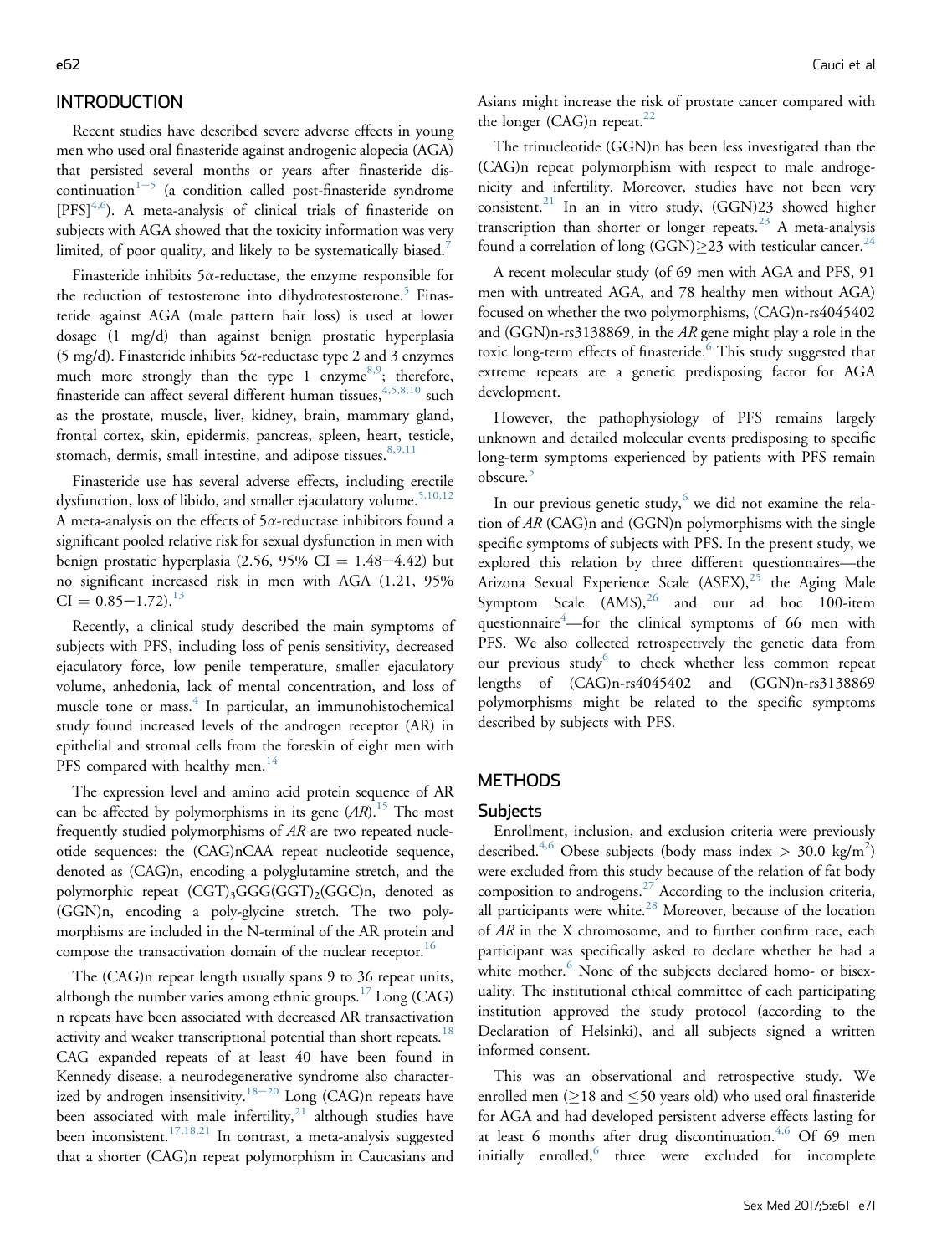## INTRODUCTION

Recent studies have described severe adverse effects in young men who used oral finasteride against androgenic alopecia (AGA) that persisted several months or years after finasteride discontinuation[1−5] (a condition called post-finasteride syndrome [PFS][4,6]). A meta-analysis of clinical trials of finasteride on subjects with AGA showed that the toxicity information was very limited, of poor quality, and likely to be systematically biased.[7]

Finasteride inhibits 5α-reductase, the enzyme responsible for the reduction of testosterone into dihydrotestosterone.[5] Finasteride against AGA (male pattern hair loss) is used at lower dosage (1 mg/d) than against benign prostatic hyperplasia (5 mg/d). Finasteride inhibits 5α-reductase type 2 and 3 enzymes much more strongly than the type 1 enzyme[8,9]; therefore, finasteride can affect several different human tissues,[4,5,8,10] such as the prostate, muscle, liver, kidney, brain, mammary gland, frontal cortex, skin, epidermis, pancreas, spleen, heart, testicle, stomach, dermis, small intestine, and adipose tissues.[8,9,11]

Finasteride use has several adverse effects, including erectile dysfunction, loss of libido, and smaller ejaculatory volume.[5,10,12] A meta-analysis on the effects of 5α-reductase inhibitors found a significant pooled relative risk for sexual dysfunction in men with benign prostatic hyperplasia (2.56, 95% CI = 1.48−4.42) but no significant increased risk in men with AGA (1.21, 95% CI = 0.85−1.72).[13]

Recently, a clinical study described the main symptoms of subjects with PFS, including loss of penis sensitivity, decreased ejaculatory force, low penile temperature, smaller ejaculatory volume, anhedonia, lack of mental concentration, and loss of muscle tone or mass.[4] In particular, an immunohistochemical study found increased levels of the androgen receptor (AR) in epithelial and stromal cells from the foreskin of eight men with PFS compared with healthy men.[14]

The expression level and amino acid protein sequence of AR can be affected by polymorphisms in its gene (*AR*).[15] The most frequently studied polymorphisms of *AR* are two repeated nucleotide sequences: the (CAG)nCAA repeat nucleotide sequence, denoted as (CAG)n, encoding a polyglutamine stretch, and the polymorphic repeat $(CGT)_3GGG(GGT)_2(GGC)n$, denoted as (GGN)n, encoding a poly-glycine stretch. The two polymorphisms are included in the N-terminal of the AR protein and compose the transactivation domain of the nuclear receptor.[16]

The (CAG)n repeat length usually spans 9 to 36 repeat units, although the number varies among ethnic groups.[17] Long (CAG) n repeats have been associated with decreased AR transactivation activity and weaker transcriptional potential than short repeats.[18] CAG expanded repeats of at least 40 have been found in Kennedy disease, a neurodegenerative syndrome also characterized by androgen insensitivity.[18−20] Long (CAG)n repeats have been associated with male infertility,[21] although studies have been inconsistent.[17,18,21] In contrast, a meta-analysis suggested that a shorter (CAG)n repeat polymorphism in Caucasians and Asians might increase the risk of prostate cancer compared with the longer (CAG)n repeat.[22]

The trinucleotide (GGN)n has been less investigated than the (CAG)n repeat polymorphism with respect to male androgenicity and infertility. Moreover, studies have not been very consistent.[21] In an in vitro study, (GGN)23 showed higher transcription than shorter or longer repeats.[23] A meta-analysis found a correlation of long (GGN)≥23 with testicular cancer.[24]

A recent molecular study (of 69 men with AGA and PFS, 91 men with untreated AGA, and 78 healthy men without AGA) focused on whether the two polymorphisms, (CAG)n-rs4045402 and (GGN)n-rs3138869, in the *AR* gene might play a role in the toxic long-term effects of finasteride.[6] This study suggested that extreme repeats are a genetic predisposing factor for AGA development.

However, the pathophysiology of PFS remains largely unknown and detailed molecular events predisposing to specific long-term symptoms experienced by patients with PFS remain obscure.[5]

In our previous genetic study,[6] we did not examine the relation of *AR* (CAG)n and (GGN)n polymorphisms with the single specific symptoms of subjects with PFS. In the present study, we explored this relation by three different questionnaires—the Arizona Sexual Experience Scale (ASEX),[25] the Aging Male Symptom Scale (AMS),[26] and our ad hoc 100-item questionnaire[4]—for the clinical symptoms of 66 men with PFS. We also collected retrospectively the genetic data from our previous study[6] to check whether less common repeat lengths of (CAG)n-rs4045402 and (GGN)n-rs3138869 polymorphisms might be related to the specific symptoms described by subjects with PFS.

## METHODS

### Subjects

Enrollment, inclusion, and exclusion criteria were previously described.[4,6] Obese subjects (body mass index > 30.0 kg/m$^2$) were excluded from this study because of the relation of fat body composition to androgens.[27] According to the inclusion criteria, all participants were white.[28] Moreover, because of the location of *AR* in the X chromosome, and to further confirm race, each participant was specifically asked to declare whether he had a white mother.[6] None of the subjects declared homo- or bisexuality. The institutional ethical committee of each participating institution approved the study protocol (according to the Declaration of Helsinki), and all subjects signed a written informed consent.

This was an observational and retrospective study. We enrolled men (≥18 and ≤50 years old) who used oral finasteride for AGA and had developed persistent adverse effects lasting for at least 6 months after drug discontinuation.[4,6] Of 69 men initially enrolled,[6] three were excluded for incomplete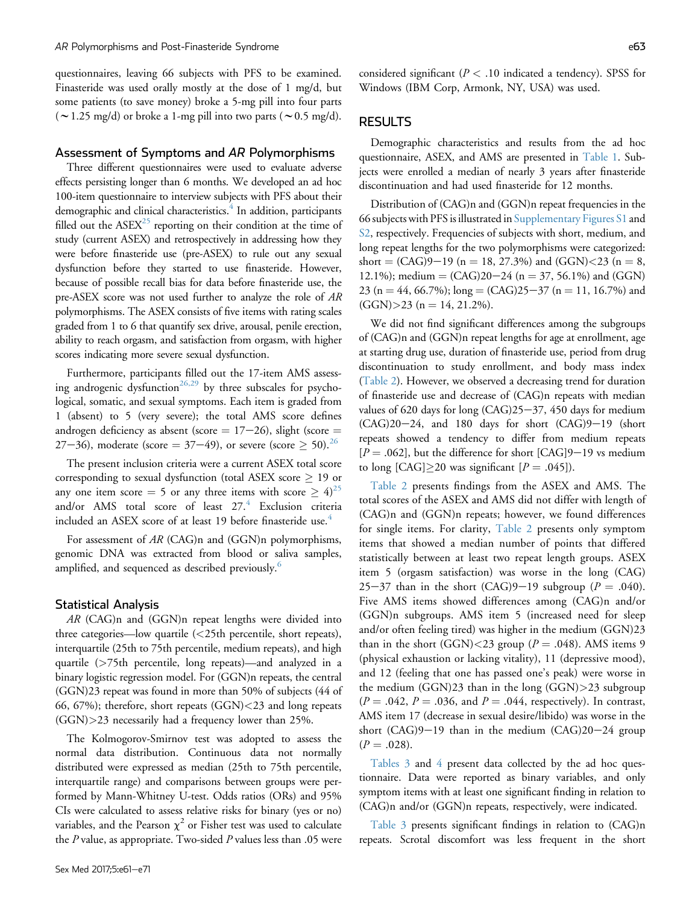questionnaires, leaving 66 subjects with PFS to be examined. Finasteride was used orally mostly at the dose of 1 mg/d, but some patients (to save money) broke a 5-mg pill into four parts (∼1.25 mg/d) or broke a 1-mg pill into two parts (∼0.5 mg/d).

## Assessment of Symptoms and *AR* Polymorphisms

Three different questionnaires were used to evaluate adverse effects persisting longer than 6 months. We developed an ad hoc 100-item questionnaire to interview subjects with PFS about their demographic and clinical characteristics.[4] In addition, participants filled out the ASEX[25] reporting on their condition at the time of study (current ASEX) and retrospectively in addressing how they were before finasteride use (pre-ASEX) to rule out any sexual dysfunction before they started to use finasteride. However, because of possible recall bias for data before finasteride use, the pre-ASEX score was not used further to analyze the role of *AR* polymorphisms. The ASEX consists of five items with rating scales graded from 1 to 6 that quantify sex drive, arousal, penile erection, ability to reach orgasm, and satisfaction from orgasm, with higher scores indicating more severe sexual dysfunction.

Furthermore, participants filled out the 17-item AMS assessing androgenic dysfunction[26,29] by three subscales for psychological, somatic, and sexual symptoms. Each item is graded from 1 (absent) to 5 (very severe); the total AMS score defines androgen deficiency as absent (score = 17−26), slight (score = 27−36), moderate (score = 37−49), or severe (score ≥ 50).[26]

The present inclusion criteria were a current ASEX total score corresponding to sexual dysfunction (total ASEX score ≥ 19 or any one item score = 5 or any three items with score ≥ 4)[25] and/or AMS total score of at least 27.[4] Exclusion criteria included an ASEX score of at least 19 before finasteride use.[4]

For assessment of *AR* (CAG)n and (GGN)n polymorphisms, genomic DNA was extracted from blood or saliva samples, amplified, and sequenced as described previously.[6]

## Statistical Analysis

*AR* (CAG)n and (GGN)n repeat lengths were divided into three categories—low quartile (<25th percentile, short repeats), interquartile (25th to 75th percentile, medium repeats), and high quartile (>75th percentile, long repeats)—and analyzed in a binary logistic regression model. For (GGN)n repeats, the central (GGN)23 repeat was found in more than 50% of subjects (44 of 66, 67%); therefore, short repeats (GGN)<23 and long repeats (GGN)>23 necessarily had a frequency lower than 25%.

The Kolmogorov-Smirnov test was adopted to assess the normal data distribution. Continuous data not normally distributed were expressed as median (25th to 75th percentile, interquartile range) and comparisons between groups were performed by Mann-Whitney U-test. Odds ratios (ORs) and 95% CIs were calculated to assess relative risks for binary (yes or no) variables, and the Pearson $\chi^2$ or Fisher test was used to calculate the *P* value, as appropriate. Two-sided *P* values less than .05 were considered significant ($P < .10$ indicated a tendency). SPSS for Windows (IBM Corp, Armonk, NY, USA) was used.

## RESULTS

Demographic characteristics and results from the ad hoc questionnaire, ASEX, and AMS are presented in Table 1. Subjects were enrolled a median of nearly 3 years after finasteride discontinuation and had used finasteride for 12 months.

Distribution of (CAG)n and (GGN)n repeat frequencies in the 66 subjects with PFS is illustrated in Supplementary Figures S1 and S2, respectively. Frequencies of subjects with short, medium, and long repeat lengths for the two polymorphisms were categorized: short = (CAG)9−19 (n = 18, 27.3%) and (GGN)<23 (n = 8, 12.1%); medium = (CAG)20−24 (n = 37, 56.1%) and (GGN)23 (n = 44, 66.7%); long = (CAG)25−37 (n = 11, 16.7%) and (GGN)>23 (n = 14, 21.2%).

We did not find significant differences among the subgroups of (CAG)n and (GGN)n repeat lengths for age at enrollment, age at starting drug use, duration of finasteride use, period from drug discontinuation to study enrollment, and body mass index (Table 2). However, we observed a decreasing trend for duration of finasteride use and decrease of (CAG)n repeats with median values of 620 days for long (CAG)25−37, 450 days for medium (CAG)20−24, and 180 days for short (CAG)9−19 (short repeats showed a tendency to differ from medium repeats [$P = .062$], but the difference for short [CAG]9−19 vs medium to long [CAG]≥20 was significant [$P = .045$]).

Table 2 presents findings from the ASEX and AMS. The total scores of the ASEX and AMS did not differ with length of (CAG)n and (GGN)n repeats; however, we found differences for single items. For clarity, Table 2 presents only symptom items that showed a median number of points that differed statistically between at least two repeat length groups. ASEX item 5 (orgasm satisfaction) was worse in the long (CAG)25−37 than in the short (CAG)9−19 subgroup ($P = .040$). Five AMS items showed differences among (CAG)n and/or (GGN)n subgroups. AMS item 5 (increased need for sleep and/or often feeling tired) was higher in the medium (GGN)23 than in the short (GGN)<23 group ($P = .048$). AMS items 9 (physical exhaustion or lacking vitality), 11 (depressive mood), and 12 (feeling that one has passed one's peak) were worse in the medium (GGN)23 than in the long (GGN)>23 subgroup ($P = .042$, $P = .036$, and $P = .044$, respectively). In contrast, AMS item 17 (decrease in sexual desire/libido) was worse in the short (CAG)9−19 than in the medium (CAG)20−24 group ($P = .028$).

Tables 3 and 4 present data collected by the ad hoc questionnaire. Data were reported as binary variables, and only symptom items with at least one significant finding in relation to (CAG)n and/or (GGN)n repeats, respectively, were indicated.

Table 3 presents significant findings in relation to (CAG)n repeats. Scrotal discomfort was less frequent in the short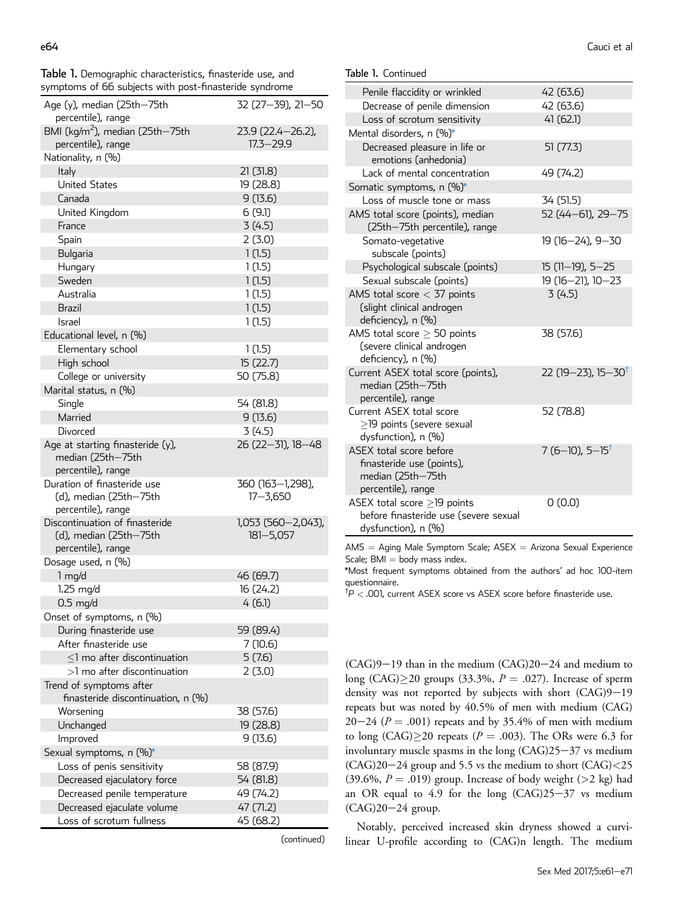**Table 1.** Demographic characteristics, finasteride use, and symptoms of 66 subjects with post-finasteride syndrome

| | |
|---|---|
| Age (y), median (25th−75th percentile), range | 32 (27−39), 21−50 |
| BMI (kg/m$^2$), median (25th−75th percentile), range | 23.9 (22.4−26.2), 17.3−29.9 |
| Nationality, n (%) | |
| Italy | 21 (31.8) |
| United States | 19 (28.8) |
| Canada | 9 (13.6) |
| United Kingdom | 6 (9.1) |
| France | 3 (4.5) |
| Spain | 2 (3.0) |
| Bulgaria | 1 (1.5) |
| Hungary | 1 (1.5) |
| Sweden | 1 (1.5) |
| Australia | 1 (1.5) |
| Brazil | 1 (1.5) |
| Israel | 1 (1.5) |
| Educational level, n (%) | |
| Elementary school | 1 (1.5) |
| High school | 15 (22.7) |
| College or university | 50 (75.8) |
| Marital status, n (%) | |
| Single | 54 (81.8) |
| Married | 9 (13.6) |
| Divorced | 3 (4.5) |
| Age at starting finasteride (y), median (25th−75th percentile), range | 26 (22−31), 18−48 |
| Duration of finasteride use (d), median (25th−75th percentile), range | 360 (163−1,298), 17−3,650 |
| Discontinuation of finasteride (d), median (25th−75th percentile), range | 1,053 (560−2,043), 181−5,057 |
| Dosage used, n (%) | |
| 1 mg/d | 46 (69.7) |
| 1.25 mg/d | 16 (24.2) |
| 0.5 mg/d | 4 (6.1) |
| Onset of symptoms, n (%) | |
| During finasteride use | 59 (89.4) |
| After finasteride use | 7 (10.6) |
| ≤1 mo after discontinuation | 5 (7.6) |
| >1 mo after discontinuation | 2 (3.0) |
| Trend of symptoms after finasteride discontinuation, n (%) | |
| Worsening | 38 (57.6) |
| Unchanged | 19 (28.8) |
| Improved | 9 (13.6) |
| Sexual symptoms, n (%)* | |
| Loss of penis sensitivity | 58 (87.9) |
| Decreased ejaculatory force | 54 (81.8) |
| Decreased penile temperature | 49 (74.2) |
| Decreased ejaculate volume | 47 (71.2) |
| Loss of scrotum fullness | 45 (68.2) |
| Penile flaccidity or wrinkled | 42 (63.6) |
| Decrease of penile dimension | 42 (63.6) |
| Loss of scrotum sensitivity | 41 (62.1) |
| Mental disorders, n (%)* | |
| Decreased pleasure in life or emotions (anhedonia) | 51 (77.3) |
| Lack of mental concentration | 49 (74.2) |
| Somatic symptoms, n (%)* | |
| Loss of muscle tone or mass | 34 (51.5) |
| AMS total score (points), median (25th−75th percentile), range | 52 (44−61), 29−75 |
| Somato-vegetative subscale (points) | 19 (16−24), 9−30 |
| Psychological subscale (points) | 15 (11−19), 5−25 |
| Sexual subscale (points) | 19 (16−21), 10−23 |
| AMS total score < 37 points (slight clinical androgen deficiency), n (%) | 3 (4.5) |
| AMS total score ≥ 50 points (severe clinical androgen deficiency), n (%) | 38 (57.6) |
| Current ASEX total score (points), median (25th−75th percentile), range | 22 (19−23), 15−30[†] |
| Current ASEX total score ≥19 points (severe sexual dysfunction), n (%) | 52 (78.8) |
| ASEX total score before finasteride use (points), median (25th−75th percentile), range | 7 (6−10), 5−15[†] |
| ASEX total score ≥19 points before finasteride use (severe sexual dysfunction), n (%) | 0 (0.0) |

AMS = Aging Male Symptom Scale; ASEX = Arizona Sexual Experience Scale; BMI = body mass index.

*Most frequent symptoms obtained from the authors' ad hoc 100-item questionnaire.

[†]$P < .001$, current ASEX score vs ASEX score before finasteride use.

(CAG)9−19 than in the medium (CAG)20−24 and medium to long (CAG)≥20 groups (33.3%, $P = .027$). Increase of sperm density was not reported by subjects with short (CAG)9−19 repeats but was noted by 40.5% of men with medium (CAG) 20−24 ($P = .001$) repeats and by 35.4% of men with medium to long (CAG)≥20 repeats ($P = .003$). The ORs were 6.3 for involuntary muscle spasms in the long (CAG)25−37 vs medium (CAG)20−24 group and 5.5 vs the medium to short (CAG)<25 (39.6%, $P = .019$) group. Increase of body weight (>2 kg) had an OR equal to 4.9 for the long (CAG)25−37 vs medium (CAG)20−24 group.

Notably, perceived increased skin dryness showed a curvilinear U-profile according to (CAG)n length. The medium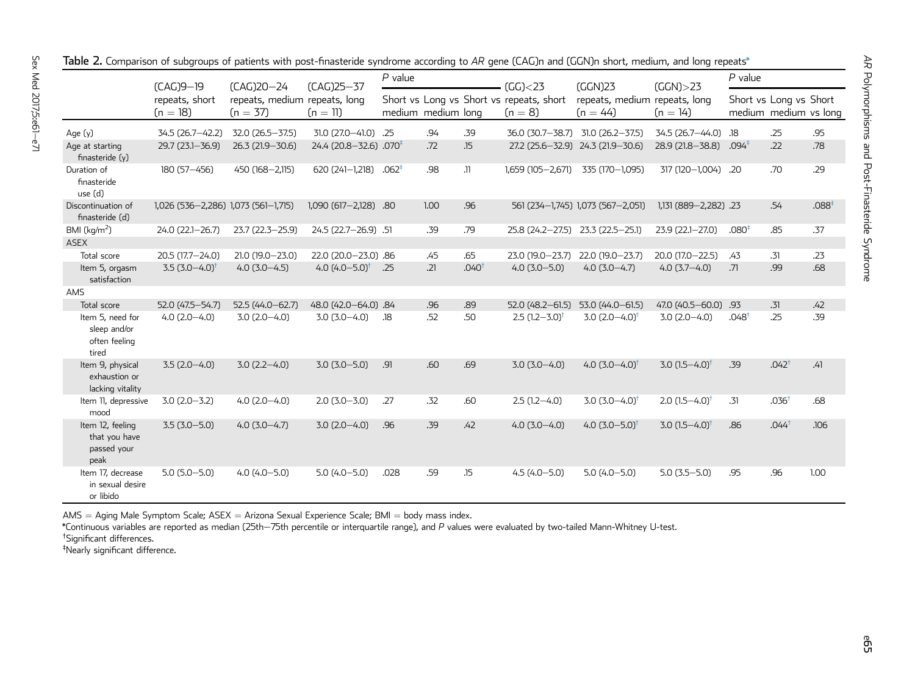**Table 2.** Comparison of subgroups of patients with post-finasteride syndrome according to *AR* gene (CAG)n and (GGN)n short, medium, and long repeats*

| | (CAG)9–19 repeats, short (n = 18) | (CAG)20–24 repeats, medium (n = 37) | (CAG)25–37 repeats, long (n = 11) | *P* value | | | (GG)<23 repeats, short (n = 8) | (GGN)23 repeats, medium (n = 44) | (GGN)>23 repeats, long (n = 14) | *P* value | | |
|---|---|---|---|---|---|---|---|---|---|---|---|---|
| | | | | Short vs medium | Long vs medium | Short vs long | | | | Short vs medium | Long vs medium | Short vs long |
| Age (y) | 34.5 (26.7–42.2) | 32.0 (26.5–37.5) | 31.0 (27.0–41.0) | .25 | .94 | .39 | 36.0 (30.7–38.7) | 31.0 (26.2–37.5) | 34.5 (26.7–44.0) | .18 | .25 | .95 |
| Age at starting finasteride (y) | 29.7 (23.1–36.9) | 26.3 (21.9–30.6) | 24.4 (20.8–32.6) | .070‡ | .72 | .15 | 27.2 (25.6–32.9) | 24.3 (21.9–30.6) | 28.9 (21.8–38.8) | .094‡ | .22 | .78 |
| Duration of finasteride use (d) | 180 (57–456) | 450 (168–2,115) | 620 (241–1,218) | .062‡ | .98 | .11 | 1,659 (105–2,671) | 335 (170–1,095) | 317 (120–1,004) | .20 | .70 | .29 |
| Discontinuation of finasteride (d) | 1,026 (536–2,286) | 1,073 (561–1,715) | 1,090 (617–2,128) | .80 | 1.00 | .96 | 561 (234–1,745) | 1,073 (567–2,051) | 1,131 (889–2,282) | .23 | .54 | .088‡ |
| BMI (kg/m$^2$) | 24.0 (22.1–26.7) | 23.7 (22.3–25.9) | 24.5 (22.7–26.9) | .51 | .39 | .79 | 25.8 (24.2–27.5) | 23.3 (22.5–25.1) | 23.9 (22.1–27.0) | .080‡ | .85 | .37 |
| ASEX | | | | | | | | | | | | |
| Total score | 20.5 (17.7–24.0) | 21.0 (19.0–23.0) | 22.0 (20.0–23.0) | .86 | .45 | .65 | 23.0 (19.0–23.7) | 22.0 (19.0–23.7) | 20.0 (17.0–22.5) | .43 | .31 | .23 |
| Item 5, orgasm satisfaction | 3.5 (3.0–4.0)† | 4.0 (3.0–4.5) | 4.0 (4.0–5.0)† | .25 | .21 | .040† | 4.0 (3.0–5.0) | 4.0 (3.0–4.7) | 4.0 (3.7–4.0) | .71 | .99 | .68 |
| AMS | | | | | | | | | | | | |
| Total score | 52.0 (47.5–54.7) | 52.5 (44.0–62.7) | 48.0 (42.0–64.0) | .84 | .96 | .89 | 52.0 (48.2–61.5) | 53.0 (44.0–61.5) | 47.0 (40.5–60.0) | .93 | .31 | .42 |
| Item 5, need for sleep and/or often feeling tired | 4.0 (2.0–4.0) | 3.0 (2.0–4.0) | 3.0 (3.0–4.0) | .18 | .52 | .50 | 2.5 (1.2–3.0)† | 3.0 (2.0–4.0)† | 3.0 (2.0–4.0) | .048† | .25 | .39 |
| Item 9, physical exhaustion or lacking vitality | 3.5 (2.0–4.0) | 3.0 (2.2–4.0) | 3.0 (3.0–5.0) | .91 | .60 | .69 | 3.0 (3.0–4.0) | 4.0 (3.0–4.0)† | 3.0 (1.5–4.0)† | .39 | .042† | .41 |
| Item 11, depressive mood | 3.0 (2.0–3.2) | 4.0 (2.0–4.0) | 2.0 (3.0–3.0) | .27 | .32 | .60 | 2.5 (1.2–4.0) | 3.0 (3.0–4.0)† | 2.0 (1.5–4.0)† | .31 | .036† | .68 |
| Item 12, feeling that you have passed your peak | 3.5 (3.0–5.0) | 4.0 (3.0–4.7) | 3.0 (2.0–4.0) | .96 | .39 | .42 | 4.0 (3.0–4.0) | 4.0 (3.0–5.0)† | 3.0 (1.5–4.0)† | .86 | .044† | .106 |
| Item 17, decrease in sexual desire or libido | 5.0 (5.0–5.0) | 4.0 (4.0–5.0) | 5.0 (4.0–5.0) | .028 | .59 | .15 | 4.5 (4.0–5.0) | 5.0 (4.0–5.0) | 5.0 (3.5–5.0) | .95 | .96 | 1.00 |

AMS = Aging Male Symptom Scale; ASEX = Arizona Sexual Experience Scale; BMI = body mass index.

*Continuous variables are reported as median (25th–75th percentile or interquartile range), and *P* values were evaluated by two-tailed Mann-Whitney U-test.

†Significant differences.

‡Nearly significant difference.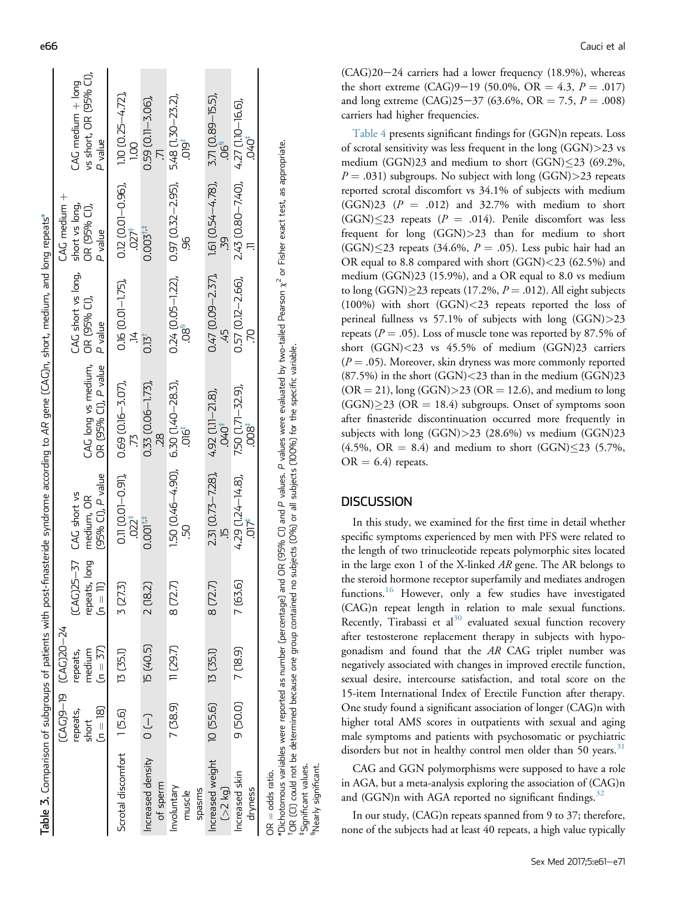**Table 3.** Comparison of subgroups of patients with post-finasteride syndrome according to *AR* gene (CAG)n, short, medium, and long repeats*

| | (CAG)9–19 repeats, short (n = 18) | (CAG)20–24 repeats, medium (n = 37) | (CAG)25–37 repeats, long (n = 11) | CAG short vs medium, OR (95% CI), P value | CAG long vs medium, OR (95% CI), P value | CAG short vs long, OR (95% CI), P value | CAG medium + short vs long, OR (95% CI), P value | CAG medium + long vs short, OR (95% CI), P value |
|---|---|---|---|---|---|---|---|---|
| Scrotal discomfort | 1 (5.6) | 13 (35.1) | 3 (27.3) | 0.11 (0.01–0.91), .022[‡] | 0.69 (0.16–3.07), .73 | 0.16 (0.01–1.75), .14 | 0.12 (0.01–0.96), .027[†] | 1.10 (0.25–4.72), 1.00 |
| Increased density of sperm | 0 (–) | 15 (40.5) | 2 (18.2) | 0.001[†,‡] | 0.33 (0.06–1.73), .28 | 0.13[†] | 0.003[†,‡] | 0.59 (0.11–3.06), .71 |
| Involuntary muscle spasms | 7 (38.9) | 11 (29.7) | 8 (72.7) | 1.50 (0.46–4.90), .50 | 6.30 (1.40–28.3), .016[‡] | 0.24 (0.05–1.22), .08[§] | 0.97 (0.32–2.95), .96 | 5.48 (1.30–23.2), .019[‡] |
| Increased weight (>2 kg) | 10 (55.6) | 13 (35.1) | 8 (72.7) | 2.31 (0.73–7.28), .15 | 4.92 (1.11–21.8), .040[‡] | 0.47 (0.09–2.37), .45 | 1.61 (0.54–4.78), .39 | 3.71 (0.89–15.5), .06[§] |
| Increased skin dryness | 9 (50.0) | 7 (18.9) | 7 (63.6) | 4.29 (1.24–14.8), .017[‡] | 7.50 (1.71–32.9), .008[‡] | 0.57 (0.12–2.66), .70 | 2.43 (0.80–7.40), .11 | 4.27 (1.10–16.6), .040[‡] |

OR = odds ratio.
*Dichotomous variables were reported as number (percentage) and OR (95% CI) and P values. P values were evaluated by two-tailed Pearson $\chi^2$ or Fisher exact test, as appropriate.
[†]OR (CI) could not be determined because one group contained no subjects (0%) or all subjects (100%) for the specific variable.
[‡]Significant values.
[§]Nearly significant.

(CAG)20–24 carriers had a lower frequency (18.9%), whereas the short extreme (CAG)9–19 (50.0%, OR = 4.3, P = .017) and long extreme (CAG)25–37 (63.6%, OR = 7.5, P = .008) carriers had higher frequencies.

Table 4 presents significant findings for (GGN)n repeats. Loss of scrotal sensitivity was less frequent in the long (GGN)>23 vs medium (GGN)23 and medium to short (GGN)≤23 (69.2%, P = .031) subgroups. No subject with long (GGN)>23 repeats reported scrotal discomfort vs 34.1% of subjects with medium (GGN)23 (P = .012) and 32.7% with medium to short (GGN)≤23 repeats (P = .014). Penile discomfort was less frequent for long (GGN)>23 than for medium to short (GGN)≤23 repeats (34.6%, P = .05). Less pubic hair had an OR equal to 8.8 compared with short (GGN)<23 (62.5%) and medium (GGN)23 (15.9%), and a OR equal to 8.0 vs medium to long (GGN)≥23 repeats (17.2%, P = .012). All eight subjects (100%) with short (GGN)<23 repeats reported the loss of perineal fullness vs 57.1% of subjects with long (GGN)>23 repeats (P = .05). Loss of muscle tone was reported by 87.5% of short (GGN)<23 vs 45.5% of medium (GGN)23 carriers (P = .05). Moreover, skin dryness was more commonly reported (87.5%) in the short (GGN)<23 than in the medium (GGN)23 (OR = 21), long (GGN)>23 (OR = 12.6), and medium to long (GGN)≥23 (OR = 18.4) subgroups. Onset of symptoms soon after finasteride discontinuation occurred more frequently in subjects with long (GGN)>23 (28.6%) vs medium (GGN)23 (4.5%, OR = 8.4) and medium to short (GGN)≤23 (5.7%, OR = 6.4) repeats.

## DISCUSSION

In this study, we examined for the first time in detail whether specific symptoms experienced by men with PFS were related to the length of two trinucleotide repeats polymorphic sites located in the large exon 1 of the X-linked *AR* gene. The AR belongs to the steroid hormone receptor superfamily and mediates androgen functions.[16] However, only a few studies have investigated (CAG)n repeat length in relation to male sexual functions. Recently, Tirabassi et al[30] evaluated sexual function recovery after testosterone replacement therapy in subjects with hypogonadism and found that the *AR* CAG triplet number was negatively associated with changes in improved erectile function, sexual desire, intercourse satisfaction, and total score on the 15-item International Index of Erectile Function after therapy. One study found a significant association of longer (CAG)n with higher total AMS scores in outpatients with sexual and aging male symptoms and patients with psychosomatic or psychiatric disorders but not in healthy control men older than 50 years.[31]

CAG and GGN polymorphisms were supposed to have a role in AGA, but a meta-analysis exploring the association of (CAG)n and (GGN)n with AGA reported no significant findings.[32]

In our study, (CAG)n repeats spanned from 9 to 37; therefore, none of the subjects had at least 40 repeats, a high value typically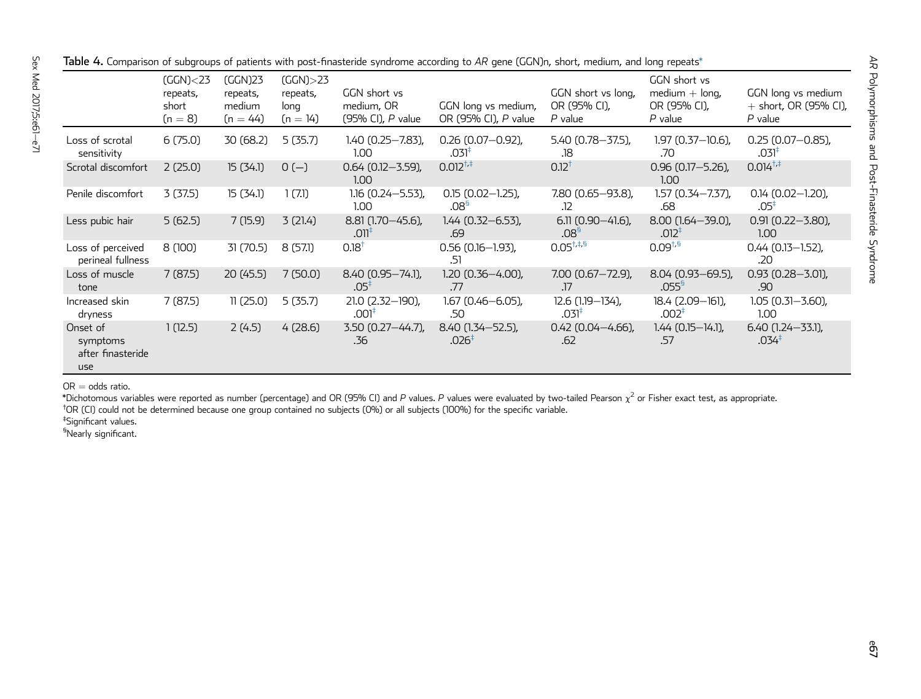**Table 4.** Comparison of subgroups of patients with post-finasteride syndrome according to *AR* gene (GGN)n, short, medium, and long repeats*

| | (GGN)<23 repeats, short (n = 8) | (GGN)23 repeats, medium (n = 44) | (GGN)>23 repeats, long (n = 14) | GGN short vs medium, OR (95% CI), *P* value | GGN long vs medium, OR (95% CI), *P* value | GGN short vs long, OR (95% CI), *P* value | GGN short vs medium + long, OR (95% CI), *P* value | GGN long vs medium + short, OR (95% CI), *P* value |
|---|---|---|---|---|---|---|---|---|
| Loss of scrotal sensitivity | 6 (75.0) | 30 (68.2) | 5 (35.7) | 1.40 (0.25–7.83), 1.00 | 0.26 (0.07–0.92), .031[‡] | 5.40 (0.78–37.5), .18 | 1.97 (0.37–10.6), .70 | 0.25 (0.07–0.85), .031[‡] |
| Scrotal discomfort | 2 (25.0) | 15 (34.1) | 0 (—) | 0.64 (0.12–3.59), 1.00 | 0.012[†,‡] | 0.12[†] | 0.96 (0.17–5.26), 1.00 | 0.014[†,‡] |
| Penile discomfort | 3 (37.5) | 15 (34.1) | 1 (7.1) | 1.16 (0.24–5.53), 1.00 | 0.15 (0.02–1.25), .08[§] | 7.80 (0.65–93.8), .12 | 1.57 (0.34–7.37), .68 | 0.14 (0.02–1.20), .05[‡] |
| Less pubic hair | 5 (62.5) | 7 (15.9) | 3 (21.4) | 8.81 (1.70–45.6), .011[‡] | 1.44 (0.32–6.53), .69 | 6.11 (0.90–41.6), .08[§] | 8.00 (1.64–39.0), .012[‡] | 0.91 (0.22–3.80), 1.00 |
| Loss of perceived perineal fullness | 8 (100) | 31 (70.5) | 8 (57.1) | 0.18[†] | 0.56 (0.16–1.93), .51 | 0.05[†,‡,§] | 0.09[†,§] | 0.44 (0.13–1.52), .20 |
| Loss of muscle tone | 7 (87.5) | 20 (45.5) | 7 (50.0) | 8.40 (0.95–74.1), .05[‡] | 1.20 (0.36–4.00), .77 | 7.00 (0.67–72.9), .17 | 8.04 (0.93–69.5), .055[§] | 0.93 (0.28–3.01), .90 |
| Increased skin dryness | 7 (87.5) | 11 (25.0) | 5 (35.7) | 21.0 (2.32–190), .001[‡] | 1.67 (0.46–6.05), .50 | 12.6 (1.19–134), .031[‡] | 18.4 (2.09–161), .002[‡] | 1.05 (0.31–3.60), 1.00 |
| Onset of symptoms after finasteride use | 1 (12.5) | 2 (4.5) | 4 (28.6) | 3.50 (0.27–44.7), .36 | 8.40 (1.34–52.5), .026[‡] | 0.42 (0.04–4.66), .62 | 1.44 (0.15–14.1), .57 | 6.40 (1.24–33.1), .034[‡] |

OR = odds ratio.

*Dichotomous variables were reported as number (percentage) and OR (95% CI) and *P* values. *P* values were evaluated by two-tailed Pearson $\chi^2$ or Fisher exact test, as appropriate.

†OR (CI) could not be determined because one group contained no subjects (0%) or all subjects (100%) for the specific variable.

‡Significant values.

§Nearly significant.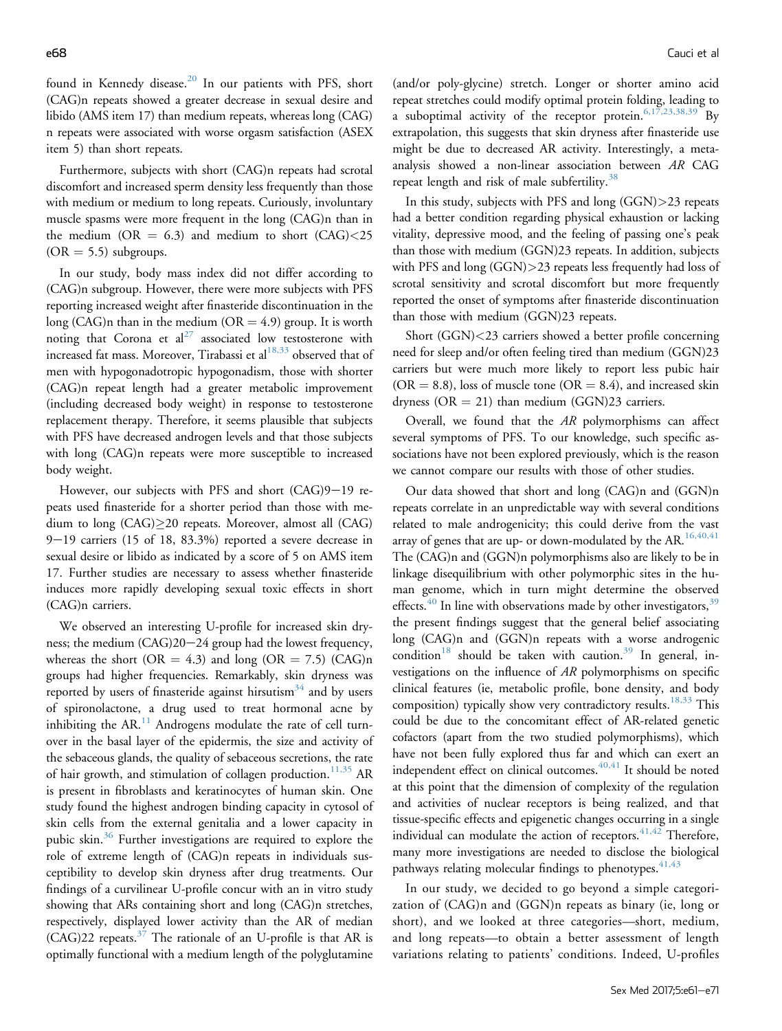found in Kennedy disease.[20] In our patients with PFS, short (CAG)n repeats showed a greater decrease in sexual desire and libido (AMS item 17) than medium repeats, whereas long (CAG)n repeats were associated with worse orgasm satisfaction (ASEX item 5) than short repeats.

Furthermore, subjects with short (CAG)n repeats had scrotal discomfort and increased sperm density less frequently than those with medium or medium to long repeats. Curiously, involuntary muscle spasms were more frequent in the long (CAG)n than in the medium (OR = 6.3) and medium to short (CAG)<25 (OR = 5.5) subgroups.

In our study, body mass index did not differ according to (CAG)n subgroup. However, there were more subjects with PFS reporting increased weight after finasteride discontinuation in the long (CAG)n than in the medium (OR = 4.9) group. It is worth noting that Corona et al[27] associated low testosterone with increased fat mass. Moreover, Tirabassi et al[18,33] observed that of men with hypogonadotropic hypogonadism, those with shorter (CAG)n repeat length had a greater metabolic improvement (including decreased body weight) in response to testosterone replacement therapy. Therefore, it seems plausible that subjects with PFS have decreased androgen levels and that those subjects with long (CAG)n repeats were more susceptible to increased body weight.

However, our subjects with PFS and short (CAG)9−19 repeats used finasteride for a shorter period than those with medium to long (CAG)≥20 repeats. Moreover, almost all (CAG) 9−19 carriers (15 of 18, 83.3%) reported a severe decrease in sexual desire or libido as indicated by a score of 5 on AMS item 17. Further studies are necessary to assess whether finasteride induces more rapidly developing sexual toxic effects in short (CAG)n carriers.

We observed an interesting U-profile for increased skin dryness; the medium (CAG)20−24 group had the lowest frequency, whereas the short (OR = 4.3) and long (OR = 7.5) (CAG)n groups had higher frequencies. Remarkably, skin dryness was reported by users of finasteride against hirsutism[34] and by users of spironolactone, a drug used to treat hormonal acne by inhibiting the AR.[11] Androgens modulate the rate of cell turnover in the basal layer of the epidermis, the size and activity of the sebaceous glands, the quality of sebaceous secretions, the rate of hair growth, and stimulation of collagen production.[11,35] AR is present in fibroblasts and keratinocytes of human skin. One study found the highest androgen binding capacity in cytosol of skin cells from the external genitalia and a lower capacity in pubic skin.[36] Further investigations are required to explore the role of extreme length of (CAG)n repeats in individuals susceptibility to develop skin dryness after drug treatments. Our findings of a curvilinear U-profile concur with an in vitro study showing that ARs containing short and long (CAG)n stretches, respectively, displayed lower activity than the AR of median (CAG)22 repeats.[37] The rationale of an U-profile is that AR is optimally functional with a medium length of the polyglutamine (and/or poly-glycine) stretch. Longer or shorter amino acid repeat stretches could modify optimal protein folding, leading to a suboptimal activity of the receptor protein.[6,17,23,38,39] By extrapolation, this suggests that skin dryness after finasteride use might be due to decreased AR activity. Interestingly, a meta-analysis showed a non-linear association between *AR* CAG repeat length and risk of male subfertility.[38]

In this study, subjects with PFS and long (GGN)>23 repeats had a better condition regarding physical exhaustion or lacking vitality, depressive mood, and the feeling of passing one's peak than those with medium (GGN)23 repeats. In addition, subjects with PFS and long (GGN)>23 repeats less frequently had loss of scrotal sensitivity and scrotal discomfort but more frequently reported the onset of symptoms after finasteride discontinuation than those with medium (GGN)23 repeats.

Short (GGN)<23 carriers showed a better profile concerning need for sleep and/or often feeling tired than medium (GGN)23 carriers but were much more likely to report less pubic hair (OR = 8.8), loss of muscle tone (OR = 8.4), and increased skin dryness (OR = 21) than medium (GGN)23 carriers.

Overall, we found that the *AR* polymorphisms can affect several symptoms of PFS. To our knowledge, such specific associations have not been explored previously, which is the reason we cannot compare our results with those of other studies.

Our data showed that short and long (CAG)n and (GGN)n repeats correlate in an unpredictable way with several conditions related to male androgenicity; this could derive from the vast array of genes that are up- or down-modulated by the AR.[16,40,41] The (CAG)n and (GGN)n polymorphisms also are likely to be in linkage disequilibrium with other polymorphic sites in the human genome, which in turn might determine the observed effects.[40] In line with observations made by other investigators,[39] the present findings suggest that the general belief associating long (CAG)n and (GGN)n repeats with a worse androgenic condition[18] should be taken with caution.[39] In general, investigations on the influence of *AR* polymorphisms on specific clinical features (ie, metabolic profile, bone density, and body composition) typically show very contradictory results.[18,33] This could be due to the concomitant effect of AR-related genetic cofactors (apart from the two studied polymorphisms), which have not been fully explored thus far and which can exert an independent effect on clinical outcomes.[40,41] It should be noted at this point that the dimension of complexity of the regulation and activities of nuclear receptors is being realized, and that tissue-specific effects and epigenetic changes occurring in a single individual can modulate the action of receptors.[41,42] Therefore, many more investigations are needed to disclose the biological pathways relating molecular findings to phenotypes.[41,43]

In our study, we decided to go beyond a simple categorization of (CAG)n and (GGN)n repeats as binary (ie, long or short), and we looked at three categories—short, medium, and long repeats—to obtain a better assessment of length variations relating to patients' conditions. Indeed, U-profiles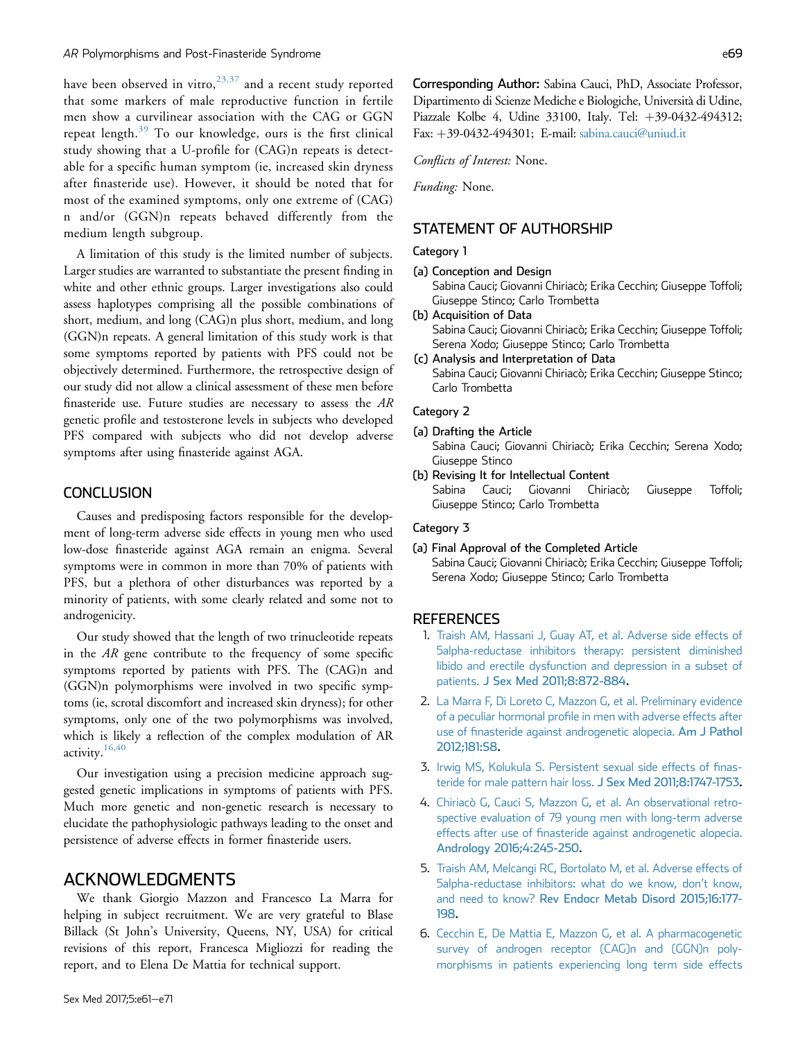have been observed in vitro,[23,37] and a recent study reported that some markers of male reproductive function in fertile men show a curvilinear association with the CAG or GGN repeat length.[39] To our knowledge, ours is the first clinical study showing that a U-profile for (CAG)n repeats is detectable for a specific human symptom (ie, increased skin dryness after finasteride use). However, it should be noted that for most of the examined symptoms, only one extreme of (CAG) n and/or (GGN)n repeats behaved differently from the medium length subgroup.

A limitation of this study is the limited number of subjects. Larger studies are warranted to substantiate the present finding in white and other ethnic groups. Larger investigations also could assess haplotypes comprising all the possible combinations of short, medium, and long (CAG)n plus short, medium, and long (GGN)n repeats. A general limitation of this study work is that some symptoms reported by patients with PFS could not be objectively determined. Furthermore, the retrospective design of our study did not allow a clinical assessment of these men before finasteride use. Future studies are necessary to assess the *AR* genetic profile and testosterone levels in subjects who developed PFS compared with subjects who did not develop adverse symptoms after using finasteride against AGA.

## CONCLUSION

Causes and predisposing factors responsible for the development of long-term adverse side effects in young men who used low-dose finasteride against AGA remain an enigma. Several symptoms were in common in more than 70% of patients with PFS, but a plethora of other disturbances was reported by a minority of patients, with some clearly related and some not to androgenicity.

Our study showed that the length of two trinucleotide repeats in the *AR* gene contribute to the frequency of some specific symptoms reported by patients with PFS. The (CAG)n and (GGN)n polymorphisms were involved in two specific symptoms (ie, scrotal discomfort and increased skin dryness); for other symptoms, only one of the two polymorphisms was involved, which is likely a reflection of the complex modulation of AR activity.[16,40]

Our investigation using a precision medicine approach suggested genetic implications in symptoms of patients with PFS. Much more genetic and non-genetic research is necessary to elucidate the pathophysiologic pathways leading to the onset and persistence of adverse effects in former finasteride users.

## ACKNOWLEDGMENTS

We thank Giorgio Mazzon and Francesco La Marra for helping in subject recruitment. We are very grateful to Blase Billack (St John's University, Queens, NY, USA) for critical revisions of this report, Francesca Migliozzi for reading the report, and to Elena De Mattia for technical support.

**Corresponding Author:** Sabina Cauci, PhD, Associate Professor, Dipartimento di Scienze Mediche e Biologiche, Università di Udine, Piazzale Kolbe 4, Udine 33100, Italy. Tel: +39-0432-494312; Fax: +39-0432-494301; E-mail: sabina.cauci@uniud.it

*Conflicts of Interest:* None.

*Funding:* None.

## STATEMENT OF AUTHORSHIP

### Category 1

(a) Conception and Design
Sabina Cauci; Giovanni Chiriacò; Erika Cecchin; Giuseppe Toffoli; Giuseppe Stinco; Carlo Trombetta

(b) Acquisition of Data
Sabina Cauci; Giovanni Chiriacò; Erika Cecchin; Giuseppe Toffoli; Serena Xodo; Giuseppe Stinco; Carlo Trombetta

(c) Analysis and Interpretation of Data
Sabina Cauci; Giovanni Chiriacò; Erika Cecchin; Giuseppe Stinco; Carlo Trombetta

### Category 2

(a) Drafting the Article
Sabina Cauci; Giovanni Chiriacò; Erika Cecchin; Serena Xodo; Giuseppe Stinco

(b) Revising It for Intellectual Content
Sabina Cauci; Giovanni Chiriacò; Giuseppe Toffoli; Giuseppe Stinco; Carlo Trombetta

### Category 3

(a) Final Approval of the Completed Article
Sabina Cauci; Giovanni Chiriacò; Erika Cecchin; Giuseppe Toffoli; Serena Xodo; Giuseppe Stinco; Carlo Trombetta

## REFERENCES

1. Traish AM, Hassani J, Guay AT, et al. Adverse side effects of 5alpha-reductase inhibitors therapy: persistent diminished libido and erectile dysfunction and depression in a subset of patients. J Sex Med 2011;8:872-884.
2. La Marra F, Di Loreto C, Mazzon G, et al. Preliminary evidence of a peculiar hormonal profile in men with adverse effects after use of finasteride against androgenetic alopecia. Am J Pathol 2012;181:S8.
3. Irwig MS, Kolukula S. Persistent sexual side effects of finasteride for male pattern hair loss. J Sex Med 2011;8:1747-1753.
4. Chiriacò G, Cauci S, Mazzon G, et al. An observational retrospective evaluation of 79 young men with long-term adverse effects after use of finasteride against androgenetic alopecia. Andrology 2016;4:245-250.
5. Traish AM, Melcangi RC, Bortolato M, et al. Adverse effects of 5alpha-reductase inhibitors: what do we know, don't know, and need to know? Rev Endocr Metab Disord 2015;16:177-198.
6. Cecchin E, De Mattia E, Mazzon G, et al. A pharmacogenetic survey of androgen receptor (CAG)n and (GGN)n polymorphisms in patients experiencing long term side effects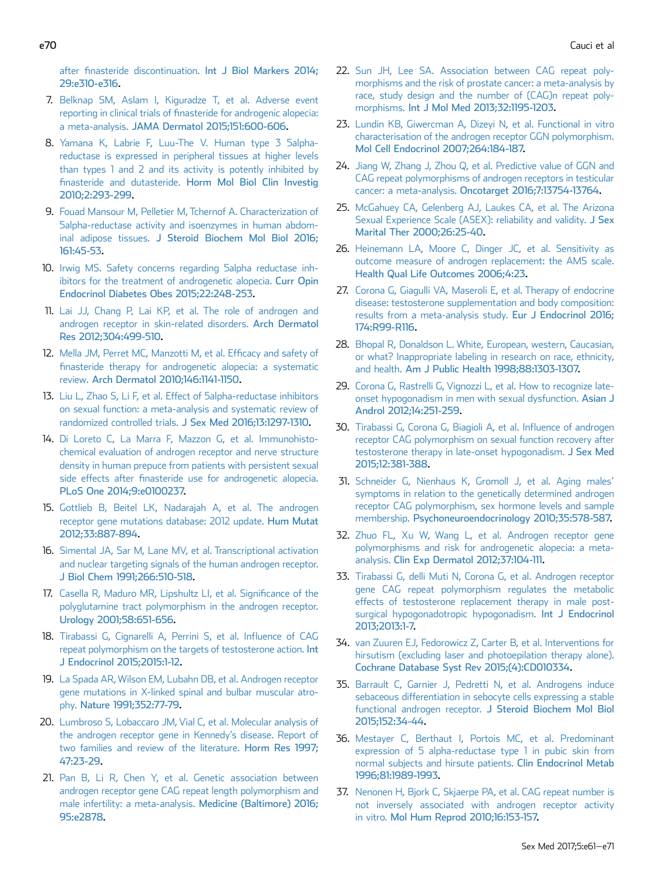after finasteride discontinuation. Int J Biol Markers 2014; 29:e310-e316.

7. Belknap SM, Aslam I, Kiguradze T, et al. Adverse event reporting in clinical trials of finasteride for androgenic alopecia: a meta-analysis. JAMA Dermatol 2015;151:600-606.
8. Yamana K, Labrie F, Luu-The V. Human type 3 5alpha-reductase is expressed in peripheral tissues at higher levels than types 1 and 2 and its activity is potently inhibited by finasteride and dutasteride. Horm Mol Biol Clin Investig 2010;2:293-299.
9. Fouad Mansour M, Pelletier M, Tchernof A. Characterization of 5alpha-reductase activity and isoenzymes in human abdominal adipose tissues. J Steroid Biochem Mol Biol 2016; 161:45-53.
10. Irwig MS. Safety concerns regarding 5alpha reductase inhibitors for the treatment of androgenetic alopecia. Curr Opin Endocrinol Diabetes Obes 2015;22:248-253.
11. Lai JJ, Chang P, Lai KP, et al. The role of androgen and androgen receptor in skin-related disorders. Arch Dermatol Res 2012;304:499-510.
12. Mella JM, Perret MC, Manzotti M, et al. Efficacy and safety of finasteride therapy for androgenetic alopecia: a systematic review. Arch Dermatol 2010;146:1141-1150.
13. Liu L, Zhao S, Li F, et al. Effect of 5alpha-reductase inhibitors on sexual function: a meta-analysis and systematic review of randomized controlled trials. J Sex Med 2016;13:1297-1310.
14. Di Loreto C, La Marra F, Mazzon G, et al. Immunohistochemical evaluation of androgen receptor and nerve structure density in human prepuce from patients with persistent sexual side effects after finasteride use for androgenetic alopecia. PLoS One 2014;9:e0100237.
15. Gottlieb B, Beitel LK, Nadarajah A, et al. The androgen receptor gene mutations database: 2012 update. Hum Mutat 2012;33:887-894.
16. Simental JA, Sar M, Lane MV, et al. Transcriptional activation and nuclear targeting signals of the human androgen receptor. J Biol Chem 1991;266:510-518.
17. Casella R, Maduro MR, Lipshultz LI, et al. Significance of the polyglutamine tract polymorphism in the androgen receptor. Urology 2001;58:651-656.
18. Tirabassi G, Cignarelli A, Perrini S, et al. Influence of CAG repeat polymorphism on the targets of testosterone action. Int J Endocrinol 2015;2015:1-12.
19. La Spada AR, Wilson EM, Lubahn DB, et al. Androgen receptor gene mutations in X-linked spinal and bulbar muscular atrophy. Nature 1991;352:77-79.
20. Lumbroso S, Lobaccaro JM, Vial C, et al. Molecular analysis of the androgen receptor gene in Kennedy's disease. Report of two families and review of the literature. Horm Res 1997; 47:23-29.
21. Pan B, Li R, Chen Y, et al. Genetic association between androgen receptor gene CAG repeat length polymorphism and male infertility: a meta-analysis. Medicine (Baltimore) 2016; 95:e2878.
22. Sun JH, Lee SA. Association between CAG repeat polymorphisms and the risk of prostate cancer: a meta-analysis by race, study design and the number of (CAG)n repeat polymorphisms. Int J Mol Med 2013;32:1195-1203.
23. Lundin KB, Giwercman A, Dizeyi N, et al. Functional in vitro characterisation of the androgen receptor GGN polymorphism. Mol Cell Endocrinol 2007;264:184-187.
24. Jiang W, Zhang J, Zhou Q, et al. Predictive value of GGN and CAG repeat polymorphisms of androgen receptors in testicular cancer: a meta-analysis. Oncotarget 2016;7:13754-13764.
25. McGahuey CA, Gelenberg AJ, Laukes CA, et al. The Arizona Sexual Experience Scale (ASEX): reliability and validity. J Sex Marital Ther 2000;26:25-40.
26. Heinemann LA, Moore C, Dinger JC, et al. Sensitivity as outcome measure of androgen replacement: the AMS scale. Health Qual Life Outcomes 2006;4:23.
27. Corona G, Giagulli VA, Maseroli E, et al. Therapy of endocrine disease: testosterone supplementation and body composition: results from a meta-analysis study. Eur J Endocrinol 2016; 174:R99-R116.
28. Bhopal R, Donaldson L. White, European, western, Caucasian, or what? Inappropriate labeling in research on race, ethnicity, and health. Am J Public Health 1998;88:1303-1307.
29. Corona G, Rastrelli G, Vignozzi L, et al. How to recognize late-onset hypogonadism in men with sexual dysfunction. Asian J Androl 2012;14:251-259.
30. Tirabassi G, Corona G, Biagioli A, et al. Influence of androgen receptor CAG polymorphism on sexual function recovery after testosterone therapy in late-onset hypogonadism. J Sex Med 2015;12:381-388.
31. Schneider G, Nienhaus K, Gromoll J, et al. Aging males' symptoms in relation to the genetically determined androgen receptor CAG polymorphism, sex hormone levels and sample membership. Psychoneuroendocrinology 2010;35:578-587.
32. Zhuo FL, Xu W, Wang L, et al. Androgen receptor gene polymorphisms and risk for androgenetic alopecia: a meta-analysis. Clin Exp Dermatol 2012;37:104-111.
33. Tirabassi G, delli Muti N, Corona G, et al. Androgen receptor gene CAG repeat polymorphism regulates the metabolic effects of testosterone replacement therapy in male postsurgical hypogonadotropic hypogonadism. Int J Endocrinol 2013;2013:1-7.
34. van Zuuren EJ, Fedorowicz Z, Carter B, et al. Interventions for hirsutism (excluding laser and photoepilation therapy alone). Cochrane Database Syst Rev 2015;(4):CD010334.
35. Barrault C, Garnier J, Pedretti N, et al. Androgens induce sebaceous differentiation in sebocyte cells expressing a stable functional androgen receptor. J Steroid Biochem Mol Biol 2015;152:34-44.
36. Mestayer C, Berthaut I, Portois MC, et al. Predominant expression of 5 alpha-reductase type 1 in pubic skin from normal subjects and hirsute patients. Clin Endocrinol Metab 1996;81:1989-1993.
37. Nenonen H, Bjork C, Skjaerpe PA, et al. CAG repeat number is not inversely associated with androgen receptor activity in vitro. Mol Hum Reprod 2010;16:153-157.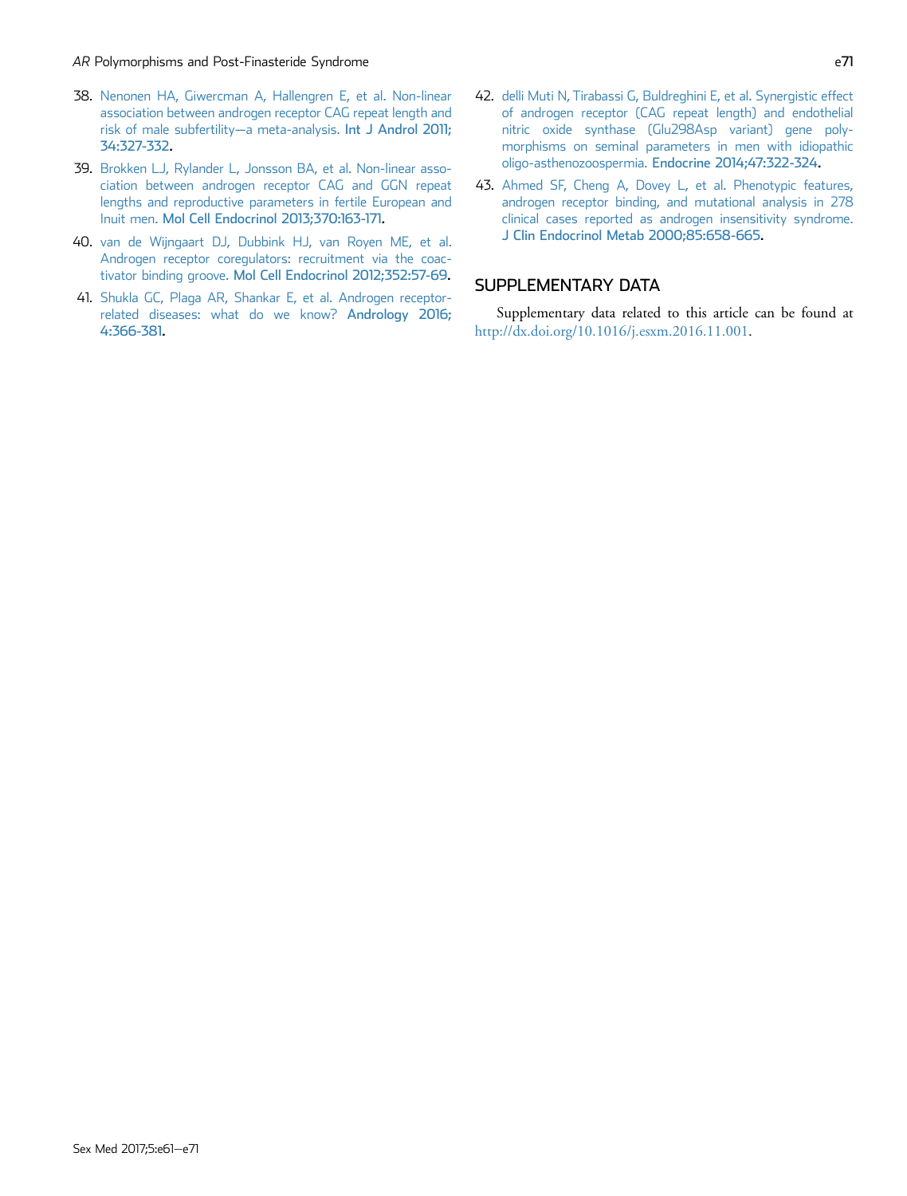38. Nenonen HA, Giwercman A, Hallengren E, et al. Non-linear association between androgen receptor CAG repeat length and risk of male subfertility—a meta-analysis. Int J Androl 2011; 34:327-332.

39. Brokken LJ, Rylander L, Jonsson BA, et al. Non-linear association between androgen receptor CAG and GGN repeat lengths and reproductive parameters in fertile European and Inuit men. Mol Cell Endocrinol 2013;370:163-171.

40. van de Wijngaart DJ, Dubbink HJ, van Royen ME, et al. Androgen receptor coregulators: recruitment via the coactivator binding groove. Mol Cell Endocrinol 2012;352:57-69.

41. Shukla GC, Plaga AR, Shankar E, et al. Androgen receptor-related diseases: what do we know? Andrology 2016; 4:366-381.

42. delli Muti N, Tirabassi G, Buldreghini E, et al. Synergistic effect of androgen receptor (CAG repeat length) and endothelial nitric oxide synthase (Glu298Asp variant) gene polymorphisms on seminal parameters in men with idiopathic oligo-asthenozoospermia. Endocrine 2014;47:322-324.

43. Ahmed SF, Cheng A, Dovey L, et al. Phenotypic features, androgen receptor binding, and mutational analysis in 278 clinical cases reported as androgen insensitivity syndrome. J Clin Endocrinol Metab 2000;85:658-665.

## SUPPLEMENTARY DATA

Supplementary data related to this article can be found at http://dx.doi.org/10.1016/j.esxm.2016.11.001.